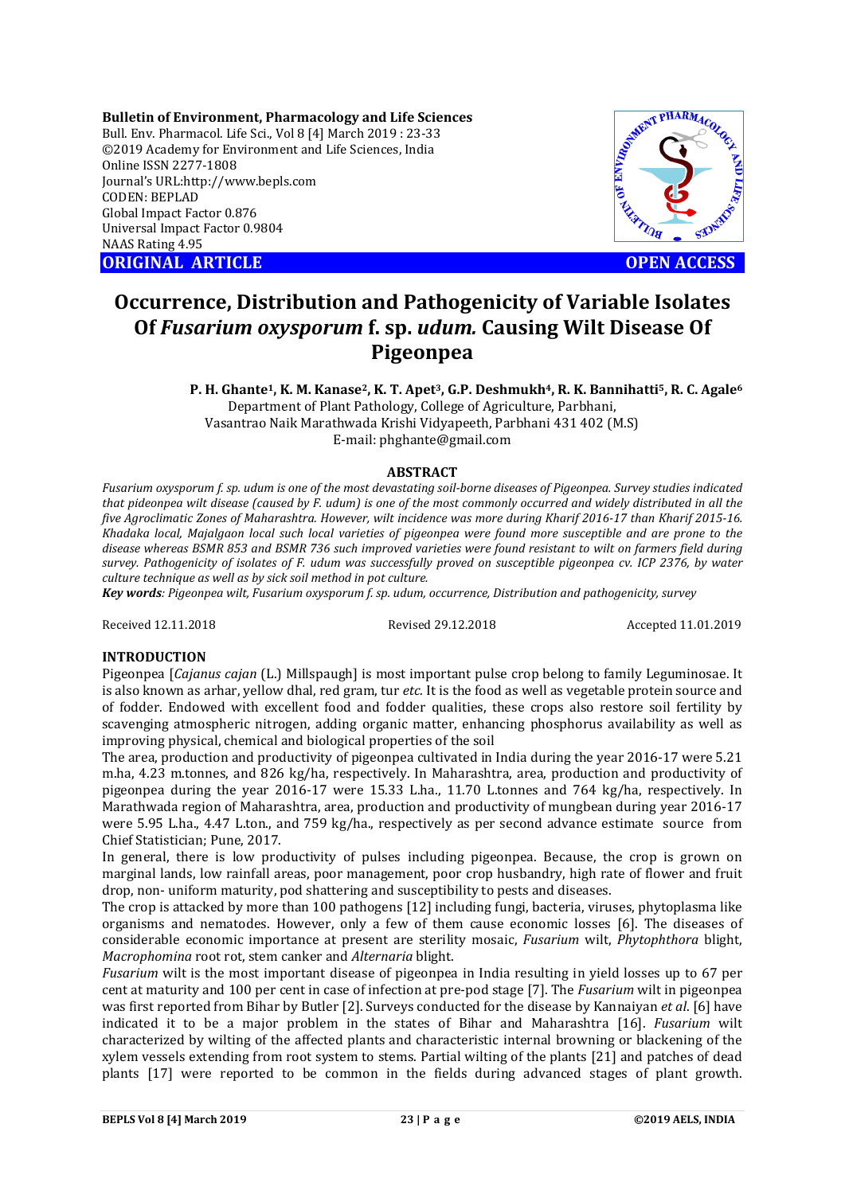**Bulletin of Environment, Pharmacology and Life Sciences**
Bull. Env. Pharmacol. Life Sci., Vol 8 [4] March 2019 : 23-33
©2019 Academy for Environment and Life Sciences, India
Online ISSN 2277-1808
Journal's URL:http://www.bepls.com
CODEN: BEPLAD
Global Impact Factor 0.876
Universal Impact Factor 0.9804
NAAS Rating 4.95

**ORIGINAL ARTICLE** **OPEN ACCESS**

# Occurrence, Distribution and Pathogenicity of Variable Isolates Of *Fusarium oxysporum* f. sp. *udum.* Causing Wilt Disease Of Pigeonpea

**P. H. Ghante[1], K. M. Kanase[2], K. T. Apet[3], G.P. Deshmukh[4], R. K. Bannihatti[5], R. C. Agale[6]**
Department of Plant Pathology, College of Agriculture, Parbhani,
Vasantrao Naik Marathwada Krishi Vidyapeeth, Parbhani 431 402 (M.S)
E-mail: phghante@gmail.com

## ABSTRACT

*Fusarium oxysporum f. sp. udum is one of the most devastating soil-borne diseases of Pigeonpea. Survey studies indicated that pideonpea wilt disease (caused by F. udum) is one of the most commonly occurred and widely distributed in all the five Agroclimatic Zones of Maharashtra. However, wilt incidence was more during Kharif 2016-17 than Kharif 2015-16. Khadaka local, Majalgaon local such local varieties of pigeonpea were found more susceptible and are prone to the disease whereas BSMR 853 and BSMR 736 such improved varieties were found resistant to wilt on farmers field during survey. Pathogenicity of isolates of F. udum was successfully proved on susceptible pigeonpea cv. ICP 2376, by water culture technique as well as by sick soil method in pot culture.*

***Key words****: Pigeonpea wilt, Fusarium oxysporum f. sp. udum, occurrence, Distribution and pathogenicity, survey*

Received 12.11.2018 Revised 29.12.2018 Accepted 11.01.2019

## INTRODUCTION

Pigeonpea [*Cajanus cajan* (L.) Millspaugh] is most important pulse crop belong to family Leguminosae. It is also known as arhar, yellow dhal, red gram, tur *etc.* It is the food as well as vegetable protein source and of fodder. Endowed with excellent food and fodder qualities, these crops also restore soil fertility by scavenging atmospheric nitrogen, adding organic matter, enhancing phosphorus availability as well as improving physical, chemical and biological properties of the soil

The area, production and productivity of pigeonpea cultivated in India during the year 2016-17 were 5.21 m.ha, 4.23 m.tonnes, and 826 kg/ha, respectively. In Maharashtra, area, production and productivity of pigeonpea during the year 2016-17 were 15.33 L.ha., 11.70 L.tonnes and 764 kg/ha, respectively. In Marathwada region of Maharashtra, area, production and productivity of mungbean during year 2016-17 were 5.95 L.ha., 4.47 L.ton., and 759 kg/ha., respectively as per second advance estimate source from Chief Statistician; Pune, 2017.

In general, there is low productivity of pulses including pigeonpea. Because, the crop is grown on marginal lands, low rainfall areas, poor management, poor crop husbandry, high rate of flower and fruit drop, non- uniform maturity, pod shattering and susceptibility to pests and diseases.

The crop is attacked by more than 100 pathogens [12] including fungi, bacteria, viruses, phytoplasma like organisms and nematodes. However, only a few of them cause economic losses [6]. The diseases of considerable economic importance at present are sterility mosaic, *Fusarium* wilt, *Phytophthora* blight, *Macrophomina* root rot, stem canker and *Alternaria* blight.

*Fusarium* wilt is the most important disease of pigeonpea in India resulting in yield losses up to 67 per cent at maturity and 100 per cent in case of infection at pre-pod stage [7]. The *Fusarium* wilt in pigeonpea was first reported from Bihar by Butler [2]. Surveys conducted for the disease by Kannaiyan *et al*. [6] have indicated it to be a major problem in the states of Bihar and Maharashtra [16]. *Fusarium* wilt characterized by wilting of the affected plants and characteristic internal browning or blackening of the xylem vessels extending from root system to stems. Partial wilting of the plants [21] and patches of dead plants [17] were reported to be common in the fields during advanced stages of plant growth.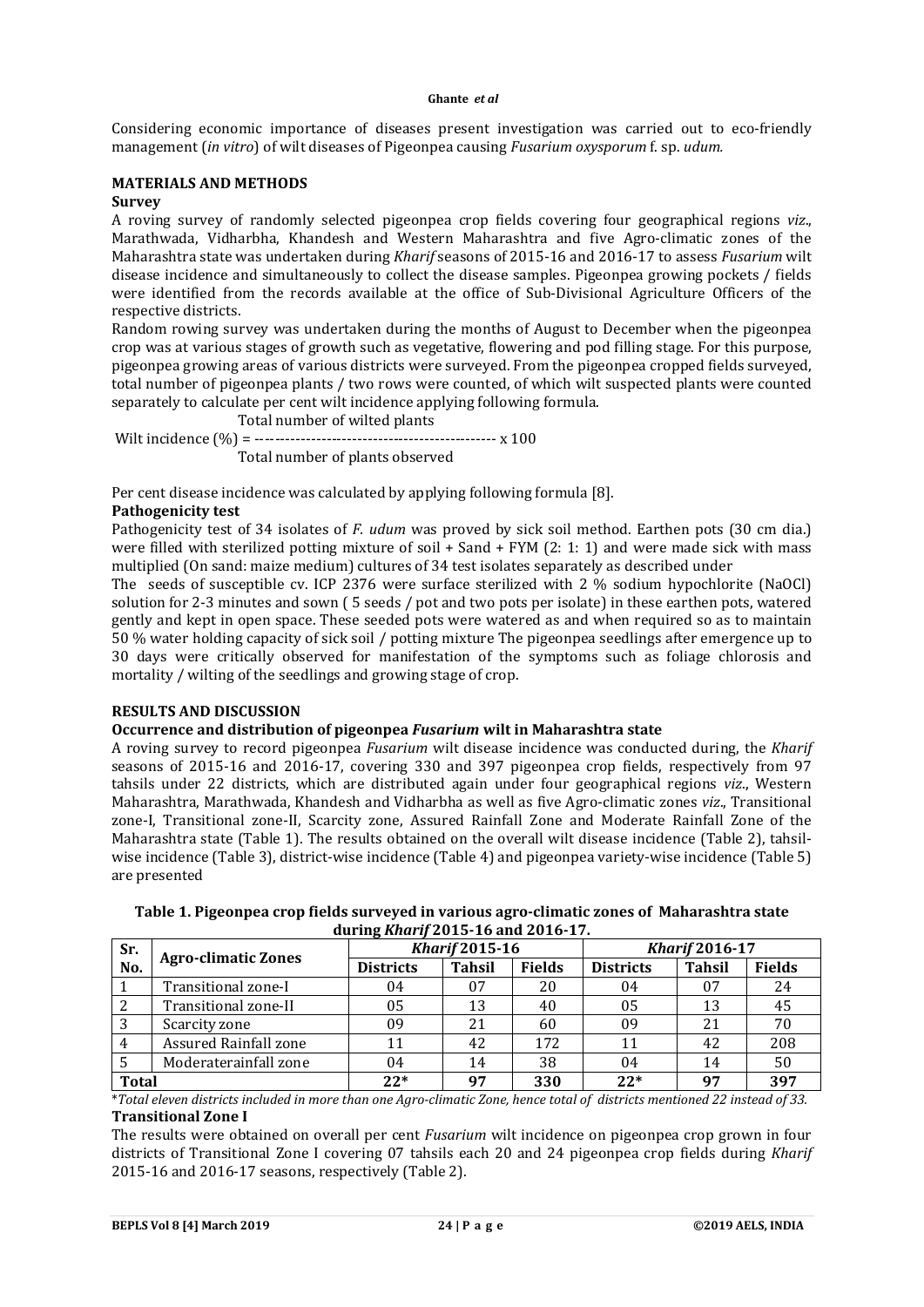Considering economic importance of diseases present investigation was carried out to eco-friendly management (*in vitro*) of wilt diseases of Pigeonpea causing *Fusarium oxysporum* f. sp. *udum.*

## MATERIALS AND METHODS

### Survey

A roving survey of randomly selected pigeonpea crop fields covering four geographical regions *viz*., Marathwada, Vidharbha, Khandesh and Western Maharashtra and five Agro-climatic zones of the Maharashtra state was undertaken during *Kharif* seasons of 2015-16 and 2016-17 to assess *Fusarium* wilt disease incidence and simultaneously to collect the disease samples. Pigeonpea growing pockets / fields were identified from the records available at the office of Sub-Divisional Agriculture Officers of the respective districts.

Random rowing survey was undertaken during the months of August to December when the pigeonpea crop was at various stages of growth such as vegetative, flowering and pod filling stage. For this purpose, pigeonpea growing areas of various districts were surveyed. From the pigeonpea cropped fields surveyed, total number of pigeonpea plants / two rows were counted, of which wilt suspected plants were counted separately to calculate per cent wilt incidence applying following formula.

$$\text{Wilt incidence (\%)} = \frac{\text{Total number of wilted plants}}{\text{Total number of plants observed}} \times 100$$

Per cent disease incidence was calculated by applying following formula [8].

### Pathogenicity test

Pathogenicity test of 34 isolates of *F. udum* was proved by sick soil method. Earthen pots (30 cm dia.) were filled with sterilized potting mixture of soil + Sand + FYM (2: 1: 1) and were made sick with mass multiplied (On sand: maize medium) cultures of 34 test isolates separately as described under

The seeds of susceptible cv. ICP 2376 were surface sterilized with 2 % sodium hypochlorite (NaOCl) solution for 2-3 minutes and sown ( 5 seeds / pot and two pots per isolate) in these earthen pots, watered gently and kept in open space. These seeded pots were watered as and when required so as to maintain 50 % water holding capacity of sick soil / potting mixture The pigeonpea seedlings after emergence up to 30 days were critically observed for manifestation of the symptoms such as foliage chlorosis and mortality / wilting of the seedlings and growing stage of crop.

## RESULTS AND DISCUSSION

### Occurrence and distribution of pigeonpea *Fusarium* wilt in Maharashtra state

A roving survey to record pigeonpea *Fusarium* wilt disease incidence was conducted during, the *Kharif* seasons of 2015-16 and 2016-17, covering 330 and 397 pigeonpea crop fields, respectively from 97 tahsils under 22 districts, which are distributed again under four geographical regions *viz*., Western Maharashtra, Marathwada, Khandesh and Vidharbha as well as five Agro-climatic zones *viz*., Transitional zone-I, Transitional zone-II, Scarcity zone, Assured Rainfall Zone and Moderate Rainfall Zone of the Maharashtra state (Table 1). The results obtained on the overall wilt disease incidence (Table 2), tahsil-wise incidence (Table 3), district-wise incidence (Table 4) and pigeonpea variety-wise incidence (Table 5) are presented

**Table 1. Pigeonpea crop fields surveyed in various agro-climatic zones of Maharashtra state during *Kharif* 2015-16 and 2016-17.**

| Sr. No. | Agro-climatic Zones | *Kharif* 2015-16 | | | *Kharif* 2016-17 | | |
|---|---|---|---|---|---|---|---|
| | | Districts | Tahsil | Fields | Districts | Tahsil | Fields |
| 1 | Transitional zone-I | 04 | 07 | 20 | 04 | 07 | 24 |
| 2 | Transitional zone-II | 05 | 13 | 40 | 05 | 13 | 45 |
| 3 | Scarcity zone | 09 | 21 | 60 | 09 | 21 | 70 |
| 4 | Assured Rainfall zone | 11 | 42 | 172 | 11 | 42 | 208 |
| 5 | Moderaterainfall zone | 04 | 14 | 38 | 04 | 14 | 50 |
| **Total** | | **22*** | **97** | **330** | **22*** | **97** | **397** |

\**Total eleven districts included in more than one Agro-climatic Zone, hence total of districts mentioned 22 instead of 33.*

### Transitional Zone I

The results were obtained on overall per cent *Fusarium* wilt incidence on pigeonpea crop grown in four districts of Transitional Zone I covering 07 tahsils each 20 and 24 pigeonpea crop fields during *Kharif* 2015-16 and 2016-17 seasons, respectively (Table 2).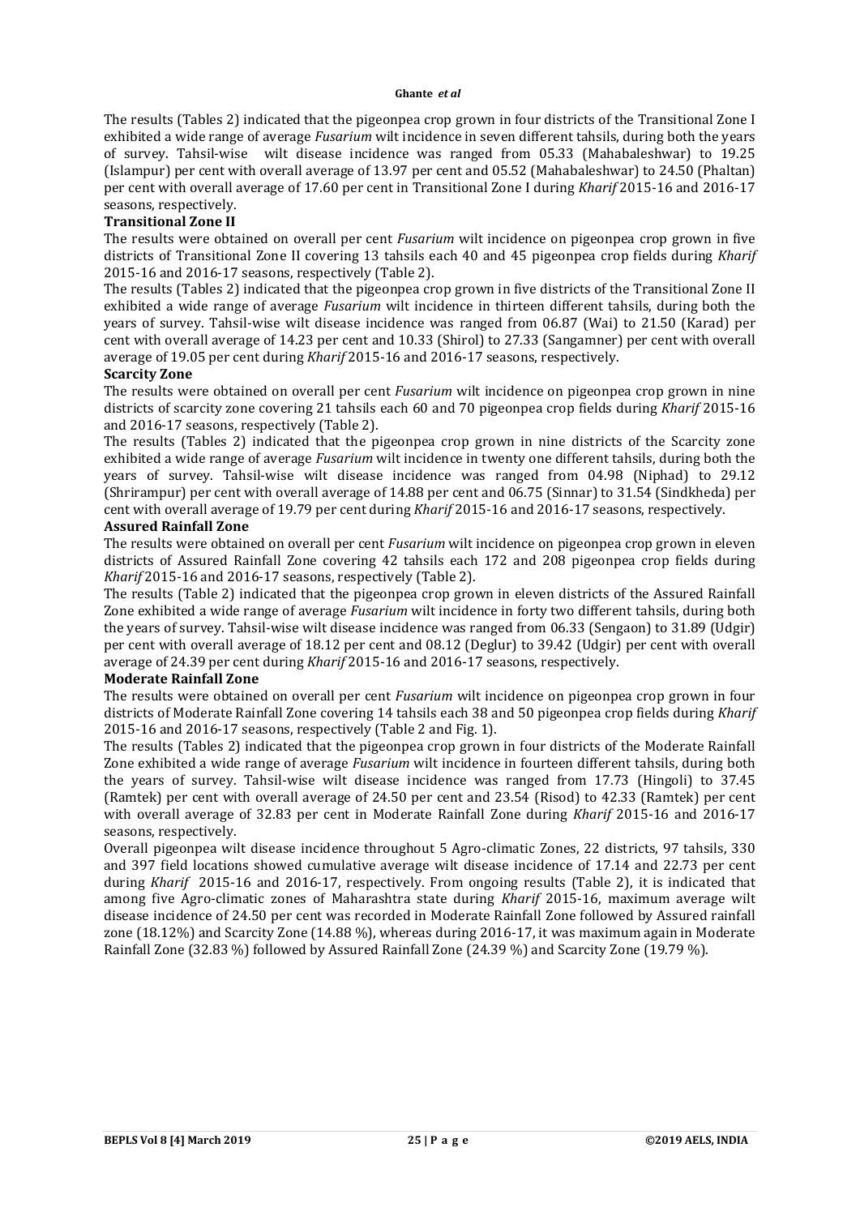The results (Tables 2) indicated that the pigeonpea crop grown in four districts of the Transitional Zone I exhibited a wide range of average *Fusarium* wilt incidence in seven different tahsils, during both the years of survey. Tahsil-wise wilt disease incidence was ranged from 05.33 (Mahabaleshwar) to 19.25 (Islampur) per cent with overall average of 13.97 per cent and 05.52 (Mahabaleshwar) to 24.50 (Phaltan) per cent with overall average of 17.60 per cent in Transitional Zone I during *Kharif* 2015-16 and 2016-17 seasons, respectively.

**Transitional Zone II**

The results were obtained on overall per cent *Fusarium* wilt incidence on pigeonpea crop grown in five districts of Transitional Zone II covering 13 tahsils each 40 and 45 pigeonpea crop fields during *Kharif* 2015-16 and 2016-17 seasons, respectively (Table 2).

The results (Tables 2) indicated that the pigeonpea crop grown in five districts of the Transitional Zone II exhibited a wide range of average *Fusarium* wilt incidence in thirteen different tahsils, during both the years of survey. Tahsil-wise wilt disease incidence was ranged from 06.87 (Wai) to 21.50 (Karad) per cent with overall average of 14.23 per cent and 10.33 (Shirol) to 27.33 (Sangamner) per cent with overall average of 19.05 per cent during *Kharif* 2015-16 and 2016-17 seasons, respectively.

**Scarcity Zone**

The results were obtained on overall per cent *Fusarium* wilt incidence on pigeonpea crop grown in nine districts of scarcity zone covering 21 tahsils each 60 and 70 pigeonpea crop fields during *Kharif* 2015-16 and 2016-17 seasons, respectively (Table 2).

The results (Tables 2) indicated that the pigeonpea crop grown in nine districts of the Scarcity zone exhibited a wide range of average *Fusarium* wilt incidence in twenty one different tahsils, during both the years of survey. Tahsil-wise wilt disease incidence was ranged from 04.98 (Niphad) to 29.12 (Shrirampur) per cent with overall average of 14.88 per cent and 06.75 (Sinnar) to 31.54 (Sindkheda) per cent with overall average of 19.79 per cent during *Kharif* 2015-16 and 2016-17 seasons, respectively.

**Assured Rainfall Zone**

The results were obtained on overall per cent *Fusarium* wilt incidence on pigeonpea crop grown in eleven districts of Assured Rainfall Zone covering 42 tahsils each 172 and 208 pigeonpea crop fields during *Kharif* 2015-16 and 2016-17 seasons, respectively (Table 2).

The results (Table 2) indicated that the pigeonpea crop grown in eleven districts of the Assured Rainfall Zone exhibited a wide range of average *Fusarium* wilt incidence in forty two different tahsils, during both the years of survey. Tahsil-wise wilt disease incidence was ranged from 06.33 (Sengaon) to 31.89 (Udgir) per cent with overall average of 18.12 per cent and 08.12 (Deglur) to 39.42 (Udgir) per cent with overall average of 24.39 per cent during *Kharif* 2015-16 and 2016-17 seasons, respectively.

**Moderate Rainfall Zone**

The results were obtained on overall per cent *Fusarium* wilt incidence on pigeonpea crop grown in four districts of Moderate Rainfall Zone covering 14 tahsils each 38 and 50 pigeonpea crop fields during *Kharif* 2015-16 and 2016-17 seasons, respectively (Table 2 and Fig. 1).

The results (Tables 2) indicated that the pigeonpea crop grown in four districts of the Moderate Rainfall Zone exhibited a wide range of average *Fusarium* wilt incidence in fourteen different tahsils, during both the years of survey. Tahsil-wise wilt disease incidence was ranged from 17.73 (Hingoli) to 37.45 (Ramtek) per cent with overall average of 24.50 per cent and 23.54 (Risod) to 42.33 (Ramtek) per cent with overall average of 32.83 per cent in Moderate Rainfall Zone during *Kharif* 2015-16 and 2016-17 seasons, respectively.

Overall pigeonpea wilt disease incidence throughout 5 Agro-climatic Zones, 22 districts, 97 tahsils, 330 and 397 field locations showed cumulative average wilt disease incidence of 17.14 and 22.73 per cent during *Kharif* 2015-16 and 2016-17, respectively. From ongoing results (Table 2), it is indicated that among five Agro-climatic zones of Maharashtra state during *Kharif* 2015-16, maximum average wilt disease incidence of 24.50 per cent was recorded in Moderate Rainfall Zone followed by Assured rainfall zone (18.12%) and Scarcity Zone (14.88 %), whereas during 2016-17, it was maximum again in Moderate Rainfall Zone (32.83 %) followed by Assured Rainfall Zone (24.39 %) and Scarcity Zone (19.79 %).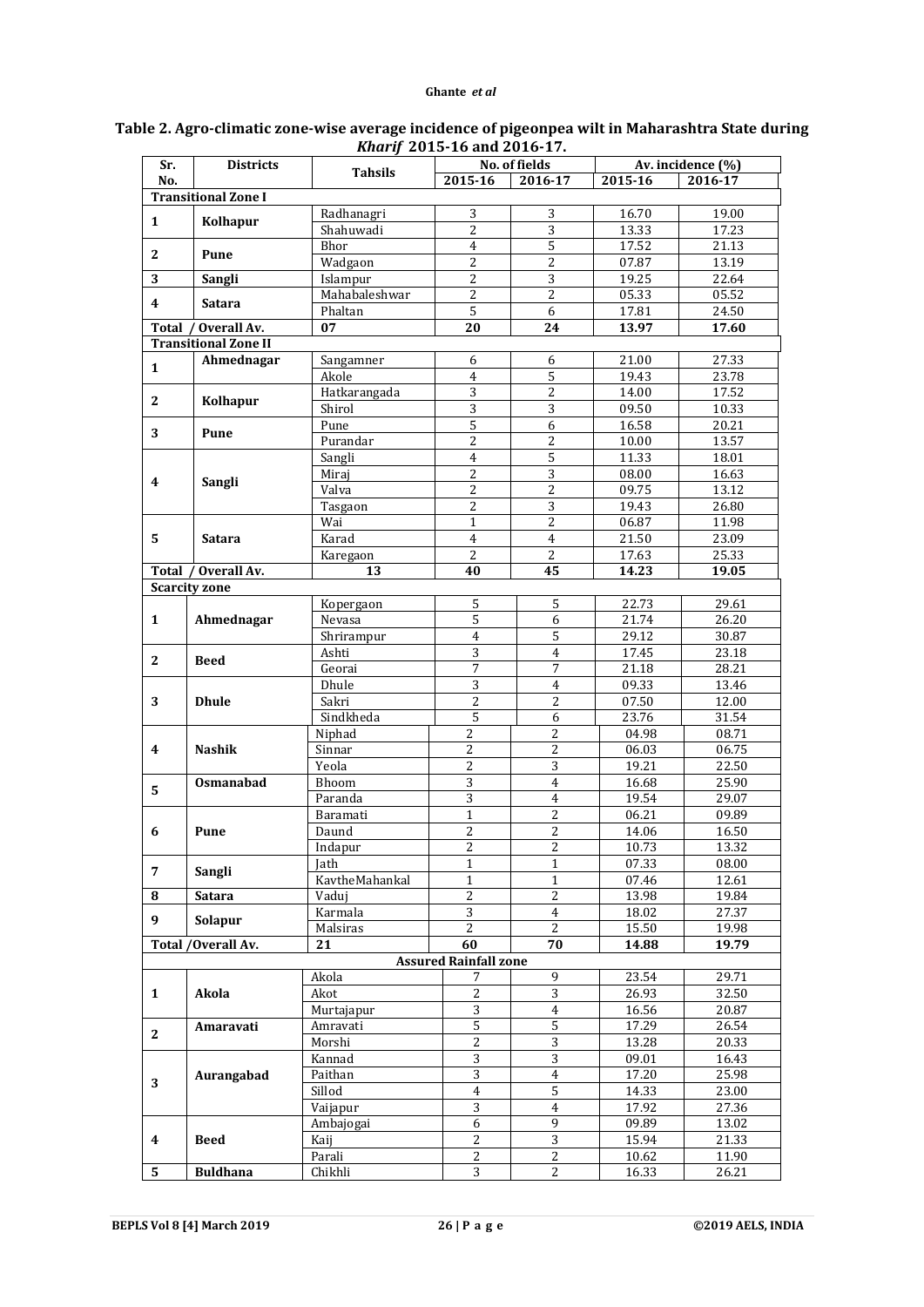**Table 2. Agro-climatic zone-wise average incidence of pigeonpea wilt in Maharashtra State during *Kharif* 2015-16 and 2016-17.**

| Sr. No. | Districts | Tahsils | No. of fields | | Av. incidence (%) | |
|---|---|---|---|---|---|---|
| | | | 2015-16 | 2016-17 | 2015-16 | 2016-17 |
| **Transitional Zone I** | | | | | | |
| **1** | **Kolhapur** | Radhanagri | 3 | 3 | 16.70 | 19.00 |
| | | Shahuwadi | 2 | 3 | 13.33 | 17.23 |
| **2** | **Pune** | Bhor | 4 | 5 | 17.52 | 21.13 |
| | | Wadgaon | 2 | 2 | 07.87 | 13.19 |
| **3** | **Sangli** | Islampur | 2 | 3 | 19.25 | 22.64 |
| **4** | **Satara** | Mahabaleshwar | 2 | 2 | 05.33 | 05.52 |
| | | Phaltan | 5 | 6 | 17.81 | 24.50 |
| **Total / Overall Av.** | | **07** | **20** | **24** | **13.97** | **17.60** |
| **Transitional Zone II** | | | | | | |
| **1** | **Ahmednagar** | Sangamner | 6 | 6 | 21.00 | 27.33 |
| | | Akole | 4 | 5 | 19.43 | 23.78 |
| **2** | **Kolhapur** | Hatkarangada | 3 | 2 | 14.00 | 17.52 |
| | | Shirol | 3 | 3 | 09.50 | 10.33 |
| **3** | **Pune** | Pune | 5 | 6 | 16.58 | 20.21 |
| | | Purandar | 2 | 2 | 10.00 | 13.57 |
| **4** | **Sangli** | Sangli | 4 | 5 | 11.33 | 18.01 |
| | | Miraj | 2 | 3 | 08.00 | 16.63 |
| | | Valva | 2 | 2 | 09.75 | 13.12 |
| | | Tasgaon | 2 | 3 | 19.43 | 26.80 |
| **5** | **Satara** | Wai | 1 | 2 | 06.87 | 11.98 |
| | | Karad | 4 | 4 | 21.50 | 23.09 |
| | | Karegaon | 2 | 2 | 17.63 | 25.33 |
| **Total / Overall Av.** | | **13** | **40** | **45** | **14.23** | **19.05** |
| **Scarcity zone** | | | | | | |
| **1** | **Ahmednagar** | Kopergaon | 5 | 5 | 22.73 | 29.61 |
| | | Nevasa | 5 | 6 | 21.74 | 26.20 |
| | | Shrirampur | 4 | 5 | 29.12 | 30.87 |
| **2** | **Beed** | Ashti | 3 | 4 | 17.45 | 23.18 |
| | | Georai | 7 | 7 | 21.18 | 28.21 |
| **3** | **Dhule** | Dhule | 3 | 4 | 09.33 | 13.46 |
| | | Sakri | 2 | 2 | 07.50 | 12.00 |
| | | Sindkheda | 5 | 6 | 23.76 | 31.54 |
| **4** | **Nashik** | Niphad | 2 | 2 | 04.98 | 08.71 |
| | | Sinnar | 2 | 2 | 06.03 | 06.75 |
| | | Yeola | 2 | 3 | 19.21 | 22.50 |
| **5** | **Osmanabad** | Bhoom | 3 | 4 | 16.68 | 25.90 |
| | | Paranda | 3 | 4 | 19.54 | 29.07 |
| **6** | **Pune** | Baramati | 1 | 2 | 06.21 | 09.89 |
| | | Daund | 2 | 2 | 14.06 | 16.50 |
| | | Indapur | 2 | 2 | 10.73 | 13.32 |
| **7** | **Sangli** | Jath | 1 | 1 | 07.33 | 08.00 |
| | | KavtheMahankal | 1 | 1 | 07.46 | 12.61 |
| **8** | **Satara** | Vaduj | 2 | 2 | 13.98 | 19.84 |
| **9** | **Solapur** | Karmala | 3 | 4 | 18.02 | 27.37 |
| | | Malsiras | 2 | 2 | 15.50 | 19.98 |
| **Total /Overall Av.** | | **21** | **60** | **70** | **14.88** | **19.79** |
| **Assured Rainfall zone** | | | | | | |
| **1** | **Akola** | Akola | 7 | 9 | 23.54 | 29.71 |
| | | Akot | 2 | 3 | 26.93 | 32.50 |
| | | Murtajapur | 3 | 4 | 16.56 | 20.87 |
| **2** | **Amaravati** | Amravati | 5 | 5 | 17.29 | 26.54 |
| | | Morshi | 2 | 3 | 13.28 | 20.33 |
| **3** | **Aurangabad** | Kannad | 3 | 3 | 09.01 | 16.43 |
| | | Paithan | 3 | 4 | 17.20 | 25.98 |
| | | Sillod | 4 | 5 | 14.33 | 23.00 |
| | | Vaijapur | 3 | 4 | 17.92 | 27.36 |
| **4** | **Beed** | Ambajogai | 6 | 9 | 09.89 | 13.02 |
| | | Kaij | 2 | 3 | 15.94 | 21.33 |
| | | Parali | 2 | 2 | 10.62 | 11.90 |
| **5** | **Buldhana** | Chikhli | 3 | 2 | 16.33 | 26.21 |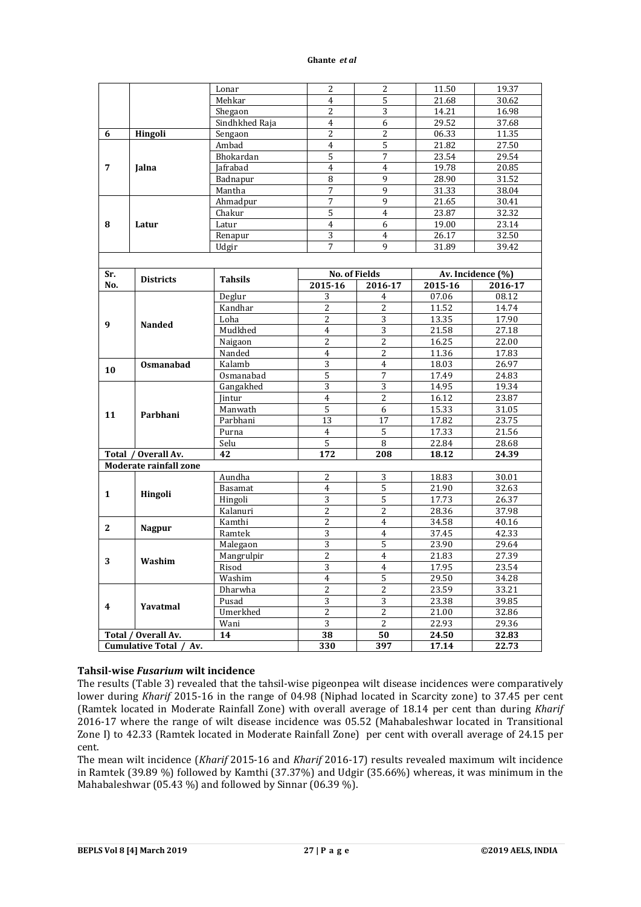|  |  | Lonar | 2 | 2 | 11.50 | 19.37 |
| --- | --- | --- | --- | --- | --- | --- |
|  |  | Mehkar | 4 | 5 | 21.68 | 30.62 |
|  |  | Shegaon | 2 | 3 | 14.21 | 16.98 |
|  |  | Sindhkhed Raja | 4 | 6 | 29.52 | 37.68 |
| 6 | **Hingoli** | Sengaon | 2 | 2 | 06.33 | 11.35 |
| 7 | **Jalna** | Ambad | 4 | 5 | 21.82 | 27.50 |
|  |  | Bhokardan | 5 | 7 | 23.54 | 29.54 |
|  |  | Jafrabad | 4 | 4 | 19.78 | 20.85 |
|  |  | Badnapur | 8 | 9 | 28.90 | 31.52 |
|  |  | Mantha | 7 | 9 | 31.33 | 38.04 |
| 8 | **Latur** | Ahmadpur | 7 | 9 | 21.65 | 30.41 |
|  |  | Chakur | 5 | 4 | 23.87 | 32.32 |
|  |  | Latur | 4 | 6 | 19.00 | 23.14 |
|  |  | Renapur | 3 | 4 | 26.17 | 32.50 |
|  |  | Udgir | 7 | 9 | 31.89 | 39.42 |

| Sr. No. | Districts | Tahsils | No. of Fields |  | Av. Incidence (%) |  |
| --- | --- | --- | --- | --- | --- | --- |
|  |  |  | 2015-16 | 2016-17 | 2015-16 | 2016-17 |
| 9 | **Nanded** | Deglur | 3 | 4 | 07.06 | 08.12 |
|  |  | Kandhar | 2 | 2 | 11.52 | 14.74 |
|  |  | Loha | 2 | 3 | 13.35 | 17.90 |
|  |  | Mudkhed | 4 | 3 | 21.58 | 27.18 |
|  |  | Naigaon | 2 | 2 | 16.25 | 22.00 |
|  |  | Nanded | 4 | 2 | 11.36 | 17.83 |
| 10 | **Osmanabad** | Kalamb | 3 | 4 | 18.03 | 26.97 |
|  |  | Osmanabad | 5 | 7 | 17.49 | 24.83 |
| 11 | **Parbhani** | Gangakhed | 3 | 3 | 14.95 | 19.34 |
|  |  | Jintur | 4 | 2 | 16.12 | 23.87 |
|  |  | Manwath | 5 | 6 | 15.33 | 31.05 |
|  |  | Parbhani | 13 | 17 | 17.82 | 23.75 |
|  |  | Purna | 4 | 5 | 17.33 | 21.56 |
|  |  | Selu | 5 | 8 | 22.84 | 28.68 |
| **Total / Overall Av.** |  | **42** | **172** | **208** | **18.12** | **24.39** |
| **Moderate rainfall zone** |  |  |  |  |  |  |
| 1 | **Hingoli** | Aundha | 2 | 3 | 18.83 | 30.01 |
|  |  | Basamat | 4 | 5 | 21.90 | 32.63 |
|  |  | Hingoli | 3 | 5 | 17.73 | 26.37 |
|  |  | Kalanuri | 2 | 2 | 28.36 | 37.98 |
| 2 | **Nagpur** | Kamthi | 2 | 4 | 34.58 | 40.16 |
|  |  | Ramtek | 3 | 4 | 37.45 | 42.33 |
| 3 | **Washim** | Malegaon | 3 | 5 | 23.90 | 29.64 |
|  |  | Mangrulpir | 2 | 4 | 21.83 | 27.39 |
|  |  | Risod | 3 | 4 | 17.95 | 23.54 |
|  |  | Washim | 4 | 5 | 29.50 | 34.28 |
| 4 | **Yavatmal** | Dharwha | 2 | 2 | 23.59 | 33.21 |
|  |  | Pusad | 3 | 3 | 23.38 | 39.85 |
|  |  | Umerkhed | 2 | 2 | 21.00 | 32.86 |
|  |  | Wani | 3 | 2 | 22.93 | 29.36 |
| **Total / Overall Av.** |  | **14** | **38** | **50** | **24.50** | **32.83** |
| **Cumulative Total / Av.** |  |  | **330** | **397** | **17.14** | **22.73** |

## Tahsil-wise *Fusarium* wilt incidence

The results (Table 3) revealed that the tahsil-wise pigeonpea wilt disease incidences were comparatively lower during *Kharif* 2015-16 in the range of 04.98 (Niphad located in Scarcity zone) to 37.45 per cent (Ramtek located in Moderate Rainfall Zone) with overall average of 18.14 per cent than during *Kharif* 2016-17 where the range of wilt disease incidence was 05.52 (Mahabaleshwar located in Transitional Zone I) to 42.33 (Ramtek located in Moderate Rainfall Zone) per cent with overall average of 24.15 per cent.

The mean wilt incidence (*Kharif* 2015-16 and *Kharif* 2016-17) results revealed maximum wilt incidence in Ramtek (39.89 %) followed by Kamthi (37.37%) and Udgir (35.66%) whereas, it was minimum in the Mahabaleshwar (05.43 %) and followed by Sinnar (06.39 %).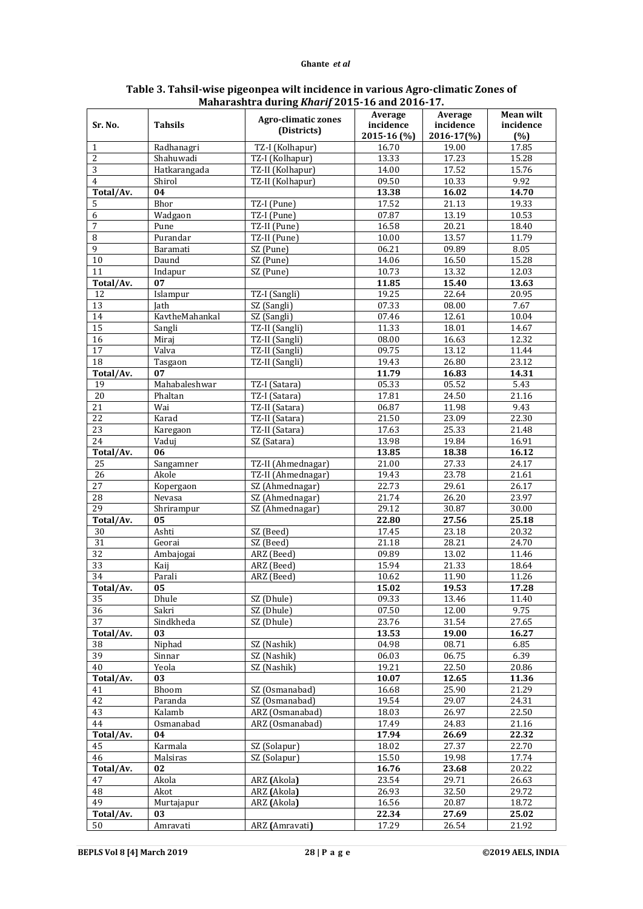**Table 3. Tahsil-wise pigeonpea wilt incidence in various Agro-climatic Zones of Maharashtra during *Kharif* 2015-16 and 2016-17.**

| Sr. No. | Tahsils | Agro-climatic zones (Districts) | Average incidence 2015-16 (%) | Average incidence 2016-17(%) | Mean wilt incidence (%) |
|---|---|---|---|---|---|
| 1 | Radhanagri | TZ-I (Kolhapur) | 16.70 | 19.00 | 17.85 |
| 2 | Shahuwadi | TZ-I (Kolhapur) | 13.33 | 17.23 | 15.28 |
| 3 | Hatkarangada | TZ-II (Kolhapur) | 14.00 | 17.52 | 15.76 |
| 4 | Shirol | TZ-II (Kolhapur) | 09.50 | 10.33 | 9.92 |
| **Total/Av.** | **04** | | **13.38** | **16.02** | **14.70** |
| 5 | Bhor | TZ-I (Pune) | 17.52 | 21.13 | 19.33 |
| 6 | Wadgaon | TZ-I (Pune) | 07.87 | 13.19 | 10.53 |
| 7 | Pune | TZ-II (Pune) | 16.58 | 20.21 | 18.40 |
| 8 | Purandar | TZ-II (Pune) | 10.00 | 13.57 | 11.79 |
| 9 | Baramati | SZ (Pune) | 06.21 | 09.89 | 8.05 |
| 10 | Daund | SZ (Pune) | 14.06 | 16.50 | 15.28 |
| 11 | Indapur | SZ (Pune) | 10.73 | 13.32 | 12.03 |
| **Total/Av.** | **07** | | **11.85** | **15.40** | **13.63** |
| 12 | Islampur | TZ-I (Sangli) | 19.25 | 22.64 | 20.95 |
| 13 | Jath | SZ (Sangli) | 07.33 | 08.00 | 7.67 |
| 14 | KavtheMahankal | SZ (Sangli) | 07.46 | 12.61 | 10.04 |
| 15 | Sangli | TZ-II (Sangli) | 11.33 | 18.01 | 14.67 |
| 16 | Miraj | TZ-II (Sangli) | 08.00 | 16.63 | 12.32 |
| 17 | Valva | TZ-II (Sangli) | 09.75 | 13.12 | 11.44 |
| 18 | Tasgaon | TZ-II (Sangli) | 19.43 | 26.80 | 23.12 |
| **Total/Av.** | **07** | | **11.79** | **16.83** | **14.31** |
| 19 | Mahabaleshwar | TZ-I (Satara) | 05.33 | 05.52 | 5.43 |
| 20 | Phaltan | TZ-I (Satara) | 17.81 | 24.50 | 21.16 |
| 21 | Wai | TZ-II (Satara) | 06.87 | 11.98 | 9.43 |
| 22 | Karad | TZ-II (Satara) | 21.50 | 23.09 | 22.30 |
| 23 | Karegaon | TZ-II (Satara) | 17.63 | 25.33 | 21.48 |
| 24 | Vaduj | SZ (Satara) | 13.98 | 19.84 | 16.91 |
| **Total/Av.** | **06** | | **13.85** | **18.38** | **16.12** |
| 25 | Sangamner | TZ-II (Ahmednagar) | 21.00 | 27.33 | 24.17 |
| 26 | Akole | TZ-II (Ahmednagar) | 19.43 | 23.78 | 21.61 |
| 27 | Kopergaon | SZ (Ahmednagar) | 22.73 | 29.61 | 26.17 |
| 28 | Nevasa | SZ (Ahmednagar) | 21.74 | 26.20 | 23.97 |
| 29 | Shrirampur | SZ (Ahmednagar) | 29.12 | 30.87 | 30.00 |
| **Total/Av.** | **05** | | **22.80** | **27.56** | **25.18** |
| 30 | Ashti | SZ (Beed) | 17.45 | 23.18 | 20.32 |
| 31 | Georai | SZ (Beed) | 21.18 | 28.21 | 24.70 |
| 32 | Ambajogai | ARZ (Beed) | 09.89 | 13.02 | 11.46 |
| 33 | Kaij | ARZ (Beed) | 15.94 | 21.33 | 18.64 |
| 34 | Parali | ARZ (Beed) | 10.62 | 11.90 | 11.26 |
| **Total/Av.** | **05** | | **15.02** | **19.53** | **17.28** |
| 35 | Dhule | SZ (Dhule) | 09.33 | 13.46 | 11.40 |
| 36 | Sakri | SZ (Dhule) | 07.50 | 12.00 | 9.75 |
| 37 | Sindkheda | SZ (Dhule) | 23.76 | 31.54 | 27.65 |
| **Total/Av.** | **03** | | **13.53** | **19.00** | **16.27** |
| 38 | Niphad | SZ (Nashik) | 04.98 | 08.71 | 6.85 |
| 39 | Sinnar | SZ (Nashik) | 06.03 | 06.75 | 6.39 |
| 40 | Yeola | SZ (Nashik) | 19.21 | 22.50 | 20.86 |
| **Total/Av.** | **03** | | **10.07** | **12.65** | **11.36** |
| 41 | Bhoom | SZ (Osmanabad) | 16.68 | 25.90 | 21.29 |
| 42 | Paranda | SZ (Osmanabad) | 19.54 | 29.07 | 24.31 |
| 43 | Kalamb | ARZ (Osmanabad) | 18.03 | 26.97 | 22.50 |
| 44 | Osmanabad | ARZ (Osmanabad) | 17.49 | 24.83 | 21.16 |
| **Total/Av.** | **04** | | **17.94** | **26.69** | **22.32** |
| 45 | Karmala | SZ (Solapur) | 18.02 | 27.37 | 22.70 |
| 46 | Malsiras | SZ (Solapur) | 15.50 | 19.98 | 17.74 |
| **Total/Av.** | **02** | | **16.76** | **23.68** | 20.22 |
| 47 | Akola | ARZ **(**Akola**)** | 23.54 | 29.71 | 26.63 |
| 48 | Akot | ARZ **(**Akola**)** | 26.93 | 32.50 | 29.72 |
| 49 | Murtajapur | ARZ **(**Akola**)** | 16.56 | 20.87 | 18.72 |
| **Total/Av.** | **03** | | **22.34** | **27.69** | **25.02** |
| 50 | Amravati | ARZ **(**Amravati**)** | 17.29 | 26.54 | 21.92 |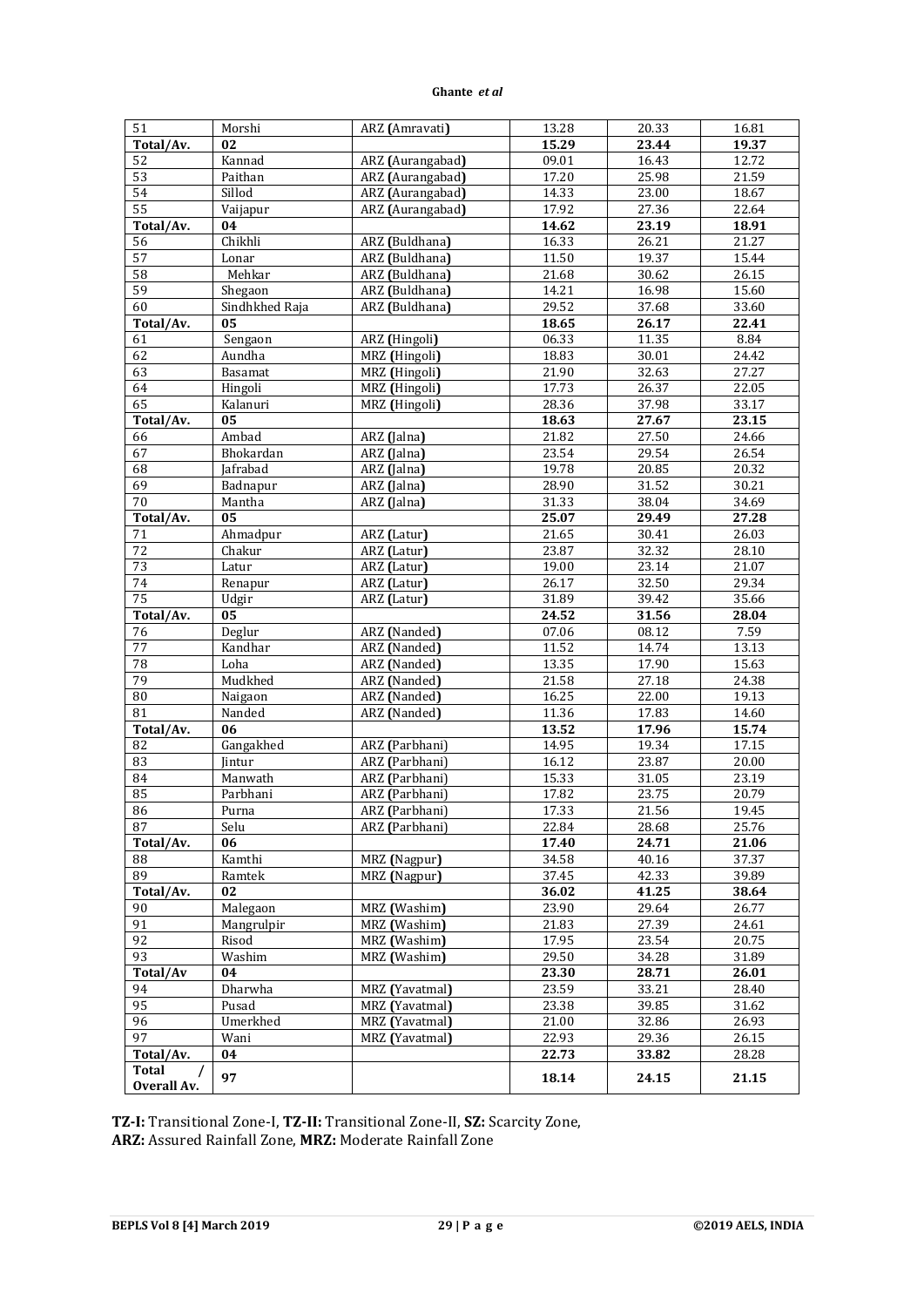| 51 | Morshi | ARZ (Amravati) | 13.28 | 20.33 | 16.81 |
|---|---|---|---|---|---|
| **Total/Av.** | **02** | | **15.29** | **23.44** | **19.37** |
| 52 | Kannad | ARZ (Aurangabad) | 09.01 | 16.43 | 12.72 |
| 53 | Paithan | ARZ (Aurangabad) | 17.20 | 25.98 | 21.59 |
| 54 | Sillod | ARZ (Aurangabad) | 14.33 | 23.00 | 18.67 |
| 55 | Vaijapur | ARZ (Aurangabad) | 17.92 | 27.36 | 22.64 |
| **Total/Av.** | **04** | | **14.62** | **23.19** | **18.91** |
| 56 | Chikhli | ARZ (Buldhana) | 16.33 | 26.21 | 21.27 |
| 57 | Lonar | ARZ (Buldhana) | 11.50 | 19.37 | 15.44 |
| 58 | Mehkar | ARZ (Buldhana) | 21.68 | 30.62 | 26.15 |
| 59 | Shegaon | ARZ (Buldhana) | 14.21 | 16.98 | 15.60 |
| 60 | Sindhkhed Raja | ARZ (Buldhana) | 29.52 | 37.68 | 33.60 |
| **Total/Av.** | **05** | | **18.65** | **26.17** | **22.41** |
| 61 | Sengaon | ARZ (Hingoli) | 06.33 | 11.35 | 8.84 |
| 62 | Aundha | MRZ (Hingoli) | 18.83 | 30.01 | 24.42 |
| 63 | Basamat | MRZ (Hingoli) | 21.90 | 32.63 | 27.27 |
| 64 | Hingoli | MRZ (Hingoli) | 17.73 | 26.37 | 22.05 |
| 65 | Kalanuri | MRZ (Hingoli) | 28.36 | 37.98 | 33.17 |
| **Total/Av.** | **05** | | **18.63** | **27.67** | **23.15** |
| 66 | Ambad | ARZ (Jalna) | 21.82 | 27.50 | 24.66 |
| 67 | Bhokardan | ARZ (Jalna) | 23.54 | 29.54 | 26.54 |
| 68 | Jafrabad | ARZ (Jalna) | 19.78 | 20.85 | 20.32 |
| 69 | Badnapur | ARZ (Jalna) | 28.90 | 31.52 | 30.21 |
| 70 | Mantha | ARZ (Jalna) | 31.33 | 38.04 | 34.69 |
| **Total/Av.** | **05** | | **25.07** | **29.49** | **27.28** |
| 71 | Ahmadpur | ARZ (Latur) | 21.65 | 30.41 | 26.03 |
| 72 | Chakur | ARZ (Latur) | 23.87 | 32.32 | 28.10 |
| 73 | Latur | ARZ (Latur) | 19.00 | 23.14 | 21.07 |
| 74 | Renapur | ARZ (Latur) | 26.17 | 32.50 | 29.34 |
| 75 | Udgir | ARZ (Latur) | 31.89 | 39.42 | 35.66 |
| **Total/Av.** | **05** | | **24.52** | **31.56** | **28.04** |
| 76 | Deglur | ARZ (Nanded) | 07.06 | 08.12 | 7.59 |
| 77 | Kandhar | ARZ (Nanded) | 11.52 | 14.74 | 13.13 |
| 78 | Loha | ARZ (Nanded) | 13.35 | 17.90 | 15.63 |
| 79 | Mudkhed | ARZ (Nanded) | 21.58 | 27.18 | 24.38 |
| 80 | Naigaon | ARZ (Nanded) | 16.25 | 22.00 | 19.13 |
| 81 | Nanded | ARZ (Nanded) | 11.36 | 17.83 | 14.60 |
| **Total/Av.** | **06** | | **13.52** | **17.96** | **15.74** |
| 82 | Gangakhed | ARZ (Parbhani) | 14.95 | 19.34 | 17.15 |
| 83 | Jintur | ARZ (Parbhani) | 16.12 | 23.87 | 20.00 |
| 84 | Manwath | ARZ (Parbhani) | 15.33 | 31.05 | 23.19 |
| 85 | Parbhani | ARZ (Parbhani) | 17.82 | 23.75 | 20.79 |
| 86 | Purna | ARZ (Parbhani) | 17.33 | 21.56 | 19.45 |
| 87 | Selu | ARZ (Parbhani) | 22.84 | 28.68 | 25.76 |
| **Total/Av.** | **06** | | **17.40** | **24.71** | **21.06** |
| 88 | Kamthi | MRZ (Nagpur) | 34.58 | 40.16 | 37.37 |
| 89 | Ramtek | MRZ (Nagpur) | 37.45 | 42.33 | 39.89 |
| **Total/Av.** | **02** | | **36.02** | **41.25** | **38.64** |
| 90 | Malegaon | MRZ (Washim) | 23.90 | 29.64 | 26.77 |
| 91 | Mangrulpir | MRZ (Washim) | 21.83 | 27.39 | 24.61 |
| 92 | Risod | MRZ (Washim) | 17.95 | 23.54 | 20.75 |
| 93 | Washim | MRZ (Washim) | 29.50 | 34.28 | 31.89 |
| **Total/Av** | **04** | | **23.30** | **28.71** | **26.01** |
| 94 | Dharwha | MRZ (Yavatmal) | 23.59 | 33.21 | 28.40 |
| 95 | Pusad | MRZ (Yavatmal) | 23.38 | 39.85 | 31.62 |
| 96 | Umerkhed | MRZ (Yavatmal) | 21.00 | 32.86 | 26.93 |
| 97 | Wani | MRZ (Yavatmal) | 22.93 | 29.36 | 26.15 |
| **Total/Av.** | **04** | | **22.73** | **33.82** | 28.28 |
| **Total / Overall Av.** | **97** | | **18.14** | **24.15** | **21.15** |

**TZ-I:** Transitional Zone-I, **TZ-II:** Transitional Zone-II, **SZ:** Scarcity Zone,
**ARZ:** Assured Rainfall Zone, **MRZ:** Moderate Rainfall Zone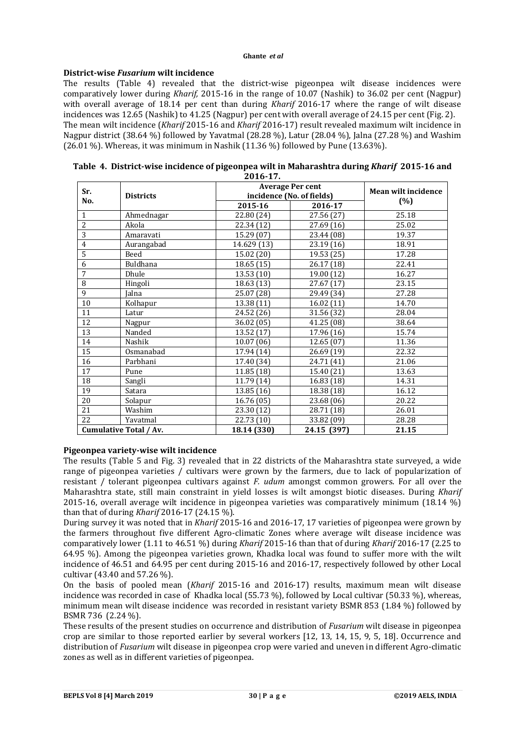### District-wise *Fusarium* wilt incidence

The results (Table 4) revealed that the district-wise pigeonpea wilt disease incidences were comparatively lower during *Kharif,* 2015-16 in the range of 10.07 (Nashik) to 36.02 per cent (Nagpur) with overall average of 18.14 per cent than during *Kharif* 2016-17 where the range of wilt disease incidences was 12.65 (Nashik) to 41.25 (Nagpur) per cent with overall average of 24.15 per cent (Fig. 2). The mean wilt incidence (*Kharif* 2015-16 and *Kharif* 2016-17) result revealed maximum wilt incidence in Nagpur district (38.64 %) followed by Yavatmal (28.28 %), Latur (28.04 %), Jalna (27.28 %) and Washim (26.01 %). Whereas, it was minimum in Nashik (11.36 %) followed by Pune (13.63%).

**Table 4. District-wise incidence of pigeonpea wilt in Maharashtra during *Kharif* 2015-16 and 2016-17.**

| Sr. No. | Districts | Average Per cent incidence (No. of fields) | | Mean wilt incidence (%) |
|---|---|---|---|---|
| | | 2015-16 | 2016-17 | |
| 1 | Ahmednagar | 22.80 (24) | 27.56 (27) | 25.18 |
| 2 | Akola | 22.34 (12) | 27.69 (16) | 25.02 |
| 3 | Amaravati | 15.29 (07) | 23.44 (08) | 19.37 |
| 4 | Aurangabad | 14.629 (13) | 23.19 (16) | 18.91 |
| 5 | Beed | 15.02 (20) | 19.53 (25) | 17.28 |
| 6 | Buldhana | 18.65 (15) | 26.17 (18) | 22.41 |
| 7 | Dhule | 13.53 (10) | 19.00 (12) | 16.27 |
| 8 | Hingoli | 18.63 (13) | 27.67 (17) | 23.15 |
| 9 | Jalna | 25.07 (28) | 29.49 (34) | 27.28 |
| 10 | Kolhapur | 13.38 (11) | 16.02 (11) | 14.70 |
| 11 | Latur | 24.52 (26) | 31.56 (32) | 28.04 |
| 12 | Nagpur | 36.02 (05) | 41.25 (08) | 38.64 |
| 13 | Nanded | 13.52 (17) | 17.96 (16) | 15.74 |
| 14 | Nashik | 10.07 (06) | 12.65 (07) | 11.36 |
| 15 | Osmanabad | 17.94 (14) | 26.69 (19) | 22.32 |
| 16 | Parbhani | 17.40 (34) | 24.71 (41) | 21.06 |
| 17 | Pune | 11.85 (18) | 15.40 (21) | 13.63 |
| 18 | Sangli | 11.79 (14) | 16.83 (18) | 14.31 |
| 19 | Satara | 13.85 (16) | 18.38 (18) | 16.12 |
| 20 | Solapur | 16.76 (05) | 23.68 (06) | 20.22 |
| 21 | Washim | 23.30 (12) | 28.71 (18) | 26.01 |
| 22 | Yavatmal | 22.73 (10) | 33.82 (09) | 28.28 |
| **Cumulative Total / Av.** | | **18.14 (330)** | **24.15 (397)** | **21.15** |

### Pigeonpea variety-wise wilt incidence

The results (Table 5 and Fig. 3) revealed that in 22 districts of the Maharashtra state surveyed, a wide range of pigeonpea varieties / cultivars were grown by the farmers, due to lack of popularization of resistant / tolerant pigeonpea cultivars against *F. udum* amongst common growers. For all over the Maharashtra state, still main constraint in yield losses is wilt amongst biotic diseases. During *Kharif* 2015-16, overall average wilt incidence in pigeonpea varieties was comparatively minimum (18.14 %) than that of during *Kharif* 2016-17 (24.15 %).

During survey it was noted that in *Kharif* 2015-16 and 2016-17, 17 varieties of pigeonpea were grown by the farmers throughout five different Agro-climatic Zones where average wilt disease incidence was comparatively lower (1.11 to 46.51 %) during *Kharif* 2015-16 than that of during *Kharif* 2016-17 (2.25 to 64.95 %). Among the pigeonpea varieties grown, Khadka local was found to suffer more with the wilt incidence of 46.51 and 64.95 per cent during 2015-16 and 2016-17, respectively followed by other Local cultivar (43.40 and 57.26 %).

On the basis of pooled mean (*Kharif* 2015-16 and 2016-17) results, maximum mean wilt disease incidence was recorded in case of Khadka local (55.73 %), followed by Local cultivar (50.33 %), whereas, minimum mean wilt disease incidence was recorded in resistant variety BSMR 853 (1.84 %) followed by BSMR 736 (2.24 %).

These results of the present studies on occurrence and distribution of *Fusarium* wilt disease in pigeonpea crop are similar to those reported earlier by several workers [12, 13, 14, 15, 9, 5, 18]. Occurrence and distribution of *Fusarium* wilt disease in pigeonpea crop were varied and uneven in different Agro-climatic zones as well as in different varieties of pigeonpea.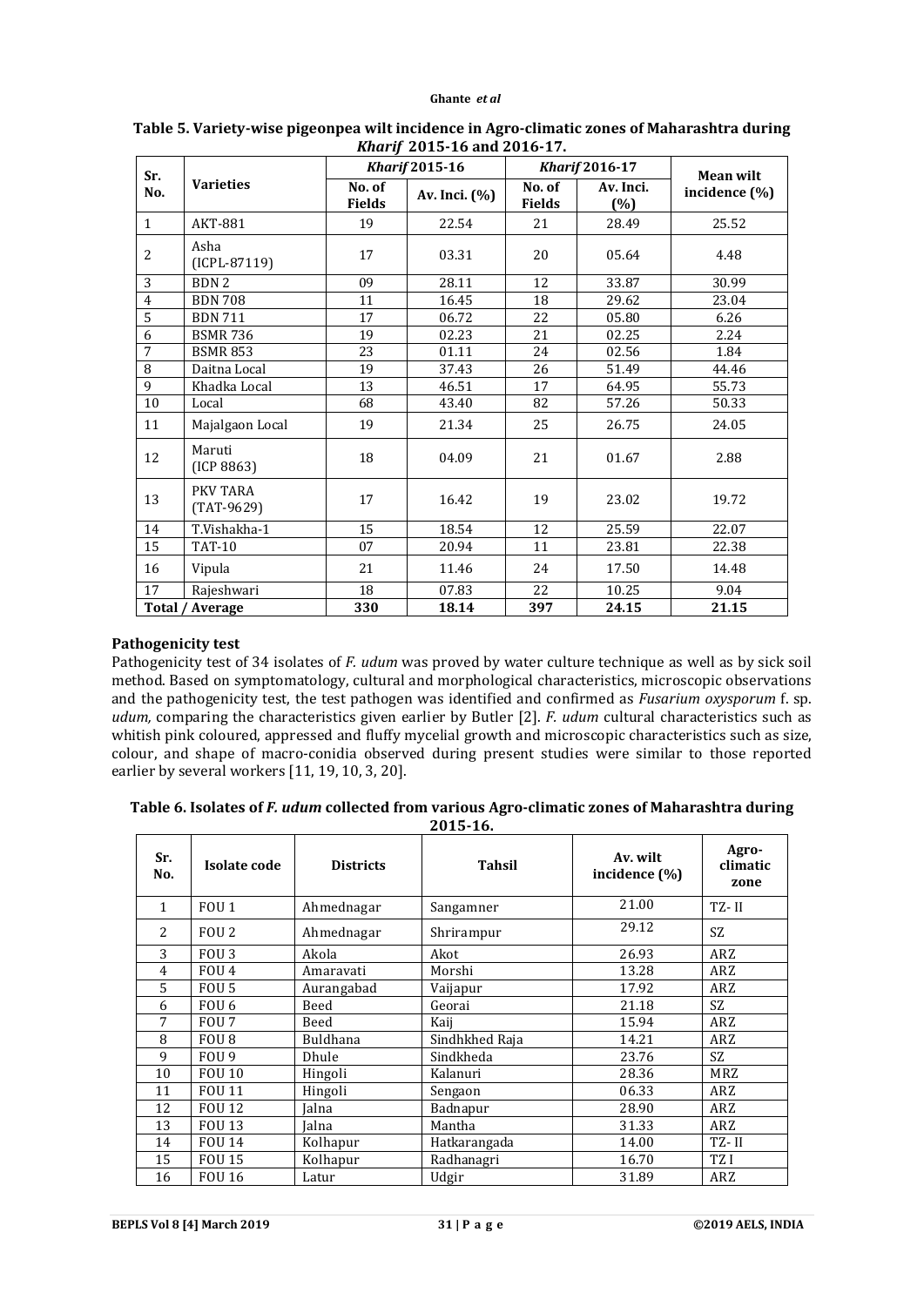**Table 5. Variety-wise pigeonpea wilt incidence in Agro-climatic zones of Maharashtra during *Kharif* 2015-16 and 2016-17.**

| Sr. No. | Varieties | *Kharif* 2015-16 | | *Kharif* 2016-17 | | Mean wilt incidence (%) |
|---|---|---|---|---|---|---|
| | | No. of Fields | Av. Inci. (%) | No. of Fields | Av. Inci. (%) | |
| 1 | AKT-881 | 19 | 22.54 | 21 | 28.49 | 25.52 |
| 2 | Asha (ICPL-87119) | 17 | 03.31 | 20 | 05.64 | 4.48 |
| 3 | BDN 2 | 09 | 28.11 | 12 | 33.87 | 30.99 |
| 4 | BDN 708 | 11 | 16.45 | 18 | 29.62 | 23.04 |
| 5 | BDN 711 | 17 | 06.72 | 22 | 05.80 | 6.26 |
| 6 | BSMR 736 | 19 | 02.23 | 21 | 02.25 | 2.24 |
| 7 | BSMR 853 | 23 | 01.11 | 24 | 02.56 | 1.84 |
| 8 | Daitna Local | 19 | 37.43 | 26 | 51.49 | 44.46 |
| 9 | Khadka Local | 13 | 46.51 | 17 | 64.95 | 55.73 |
| 10 | Local | 68 | 43.40 | 82 | 57.26 | 50.33 |
| 11 | Majalgaon Local | 19 | 21.34 | 25 | 26.75 | 24.05 |
| 12 | Maruti (ICP 8863) | 18 | 04.09 | 21 | 01.67 | 2.88 |
| 13 | PKV TARA (TAT-9629) | 17 | 16.42 | 19 | 23.02 | 19.72 |
| 14 | T.Vishakha-1 | 15 | 18.54 | 12 | 25.59 | 22.07 |
| 15 | TAT-10 | 07 | 20.94 | 11 | 23.81 | 22.38 |
| 16 | Vipula | 21 | 11.46 | 24 | 17.50 | 14.48 |
| 17 | Rajeshwari | 18 | 07.83 | 22 | 10.25 | 9.04 |
| **Total / Average** | | **330** | **18.14** | **397** | **24.15** | **21.15** |

**Pathogenicity test**

Pathogenicity test of 34 isolates of *F. udum* was proved by water culture technique as well as by sick soil method. Based on symptomatology, cultural and morphological characteristics, microscopic observations and the pathogenicity test, the test pathogen was identified and confirmed as *Fusarium oxysporum* f. sp. *udum,* comparing the characteristics given earlier by Butler [2]. *F. udum* cultural characteristics such as whitish pink coloured, appressed and fluffy mycelial growth and microscopic characteristics such as size, colour, and shape of macro-conidia observed during present studies were similar to those reported earlier by several workers [11, 19, 10, 3, 20].

**Table 6. Isolates of *F. udum* collected from various Agro-climatic zones of Maharashtra during 2015-16.**

| Sr. No. | Isolate code | Districts | Tahsil | Av. wilt incidence (%) | Agro-climatic zone |
|---|---|---|---|---|---|
| 1 | FOU 1 | Ahmednagar | Sangamner | 21.00 | TZ- II |
| 2 | FOU 2 | Ahmednagar | Shrirampur | 29.12 | SZ |
| 3 | FOU 3 | Akola | Akot | 26.93 | ARZ |
| 4 | FOU 4 | Amaravati | Morshi | 13.28 | ARZ |
| 5 | FOU 5 | Aurangabad | Vaijapur | 17.92 | ARZ |
| 6 | FOU 6 | Beed | Georai | 21.18 | SZ |
| 7 | FOU 7 | Beed | Kaij | 15.94 | ARZ |
| 8 | FOU 8 | Buldhana | Sindhkhed Raja | 14.21 | ARZ |
| 9 | FOU 9 | Dhule | Sindkheda | 23.76 | SZ |
| 10 | FOU 10 | Hingoli | Kalanuri | 28.36 | MRZ |
| 11 | FOU 11 | Hingoli | Sengaon | 06.33 | ARZ |
| 12 | FOU 12 | Jalna | Badnapur | 28.90 | ARZ |
| 13 | FOU 13 | Jalna | Mantha | 31.33 | ARZ |
| 14 | FOU 14 | Kolhapur | Hatkarangada | 14.00 | TZ- II |
| 15 | FOU 15 | Kolhapur | Radhanagri | 16.70 | TZ I |
| 16 | FOU 16 | Latur | Udgir | 31.89 | ARZ |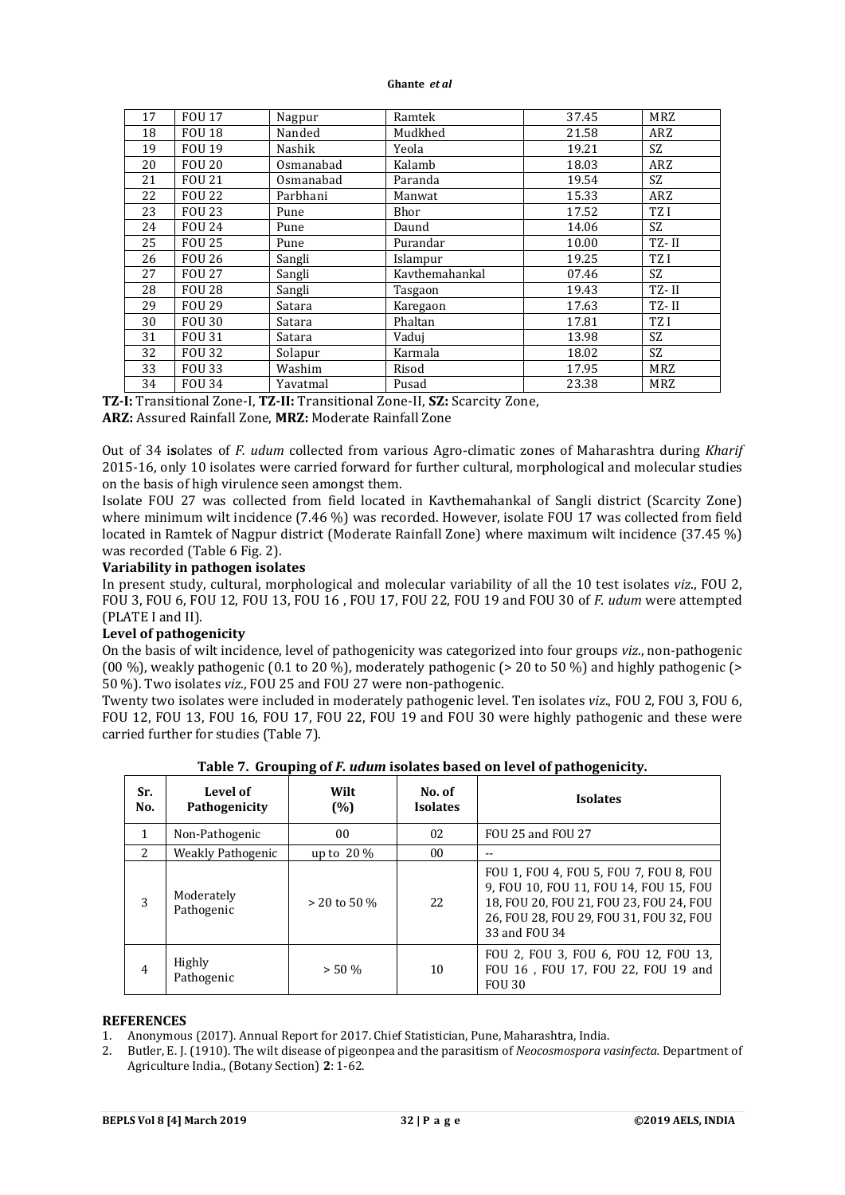| 17 | FOU 17 | Nagpur | Ramtek | 37.45 | MRZ |
|---|---|---|---|---|---|
| 18 | FOU 18 | Nanded | Mudkhed | 21.58 | ARZ |
| 19 | FOU 19 | Nashik | Yeola | 19.21 | SZ |
| 20 | FOU 20 | Osmanabad | Kalamb | 18.03 | ARZ |
| 21 | FOU 21 | Osmanabad | Paranda | 19.54 | SZ |
| 22 | FOU 22 | Parbhani | Manwat | 15.33 | ARZ |
| 23 | FOU 23 | Pune | Bhor | 17.52 | TZ I |
| 24 | FOU 24 | Pune | Daund | 14.06 | SZ |
| 25 | FOU 25 | Pune | Purandar | 10.00 | TZ- II |
| 26 | FOU 26 | Sangli | Islampur | 19.25 | TZ I |
| 27 | FOU 27 | Sangli | Kavthemahankal | 07.46 | SZ |
| 28 | FOU 28 | Sangli | Tasgaon | 19.43 | TZ- II |
| 29 | FOU 29 | Satara | Karegaon | 17.63 | TZ- II |
| 30 | FOU 30 | Satara | Phaltan | 17.81 | TZ I |
| 31 | FOU 31 | Satara | Vaduj | 13.98 | SZ |
| 32 | FOU 32 | Solapur | Karmala | 18.02 | SZ |
| 33 | FOU 33 | Washim | Risod | 17.95 | MRZ |
| 34 | FOU 34 | Yavatmal | Pusad | 23.38 | MRZ |

**TZ-I:** Transitional Zone-I, **TZ-II:** Transitional Zone-II, **SZ:** Scarcity Zone,
**ARZ:** Assured Rainfall Zone, **MRZ:** Moderate Rainfall Zone

Out of 34 isolates of *F. udum* collected from various Agro-climatic zones of Maharashtra during *Kharif* 2015-16, only 10 isolates were carried forward for further cultural, morphological and molecular studies on the basis of high virulence seen amongst them.

Isolate FOU 27 was collected from field located in Kavthemahankal of Sangli district (Scarcity Zone) where minimum wilt incidence (7.46 %) was recorded. However, isolate FOU 17 was collected from field located in Ramtek of Nagpur district (Moderate Rainfall Zone) where maximum wilt incidence (37.45 %) was recorded (Table 6 Fig. 2).

**Variability in pathogen isolates**

In present study, cultural, morphological and molecular variability of all the 10 test isolates *viz.*, FOU 2, FOU 3, FOU 6, FOU 12, FOU 13, FOU 16 , FOU 17, FOU 22, FOU 19 and FOU 30 of *F. udum* were attempted (PLATE I and II).

**Level of pathogenicity**

On the basis of wilt incidence, level of pathogenicity was categorized into four groups *viz.*, non-pathogenic (00 %), weakly pathogenic (0.1 to 20 %), moderately pathogenic (> 20 to 50 %) and highly pathogenic (> 50 %). Two isolates *viz.*, FOU 25 and FOU 27 were non-pathogenic.

Twenty two isolates were included in moderately pathogenic level. Ten isolates *viz.*, FOU 2, FOU 3, FOU 6, FOU 12, FOU 13, FOU 16, FOU 17, FOU 22, FOU 19 and FOU 30 were highly pathogenic and these were carried further for studies (Table 7).

**Table 7. Grouping of *F. udum* isolates based on level of pathogenicity.**

| Sr. No. | Level of Pathogenicity | Wilt (%) | No. of Isolates | Isolates |
|---|---|---|---|---|
| 1 | Non-Pathogenic | 00 | 02 | FOU 25 and FOU 27 |
| 2 | Weakly Pathogenic | up to 20 % | 00 | -- |
| 3 | Moderately Pathogenic | > 20 to 50 % | 22 | FOU 1, FOU 4, FOU 5, FOU 7, FOU 8, FOU 9, FOU 10, FOU 11, FOU 14, FOU 15, FOU 18, FOU 20, FOU 21, FOU 23, FOU 24, FOU 26, FOU 28, FOU 29, FOU 31, FOU 32, FOU 33 and FOU 34 |
| 4 | Highly Pathogenic | > 50 % | 10 | FOU 2, FOU 3, FOU 6, FOU 12, FOU 13, FOU 16 , FOU 17, FOU 22, FOU 19 and FOU 30 |

## REFERENCES

1. Anonymous (2017). Annual Report for 2017. Chief Statistician, Pune, Maharashtra, India.
2. Butler, E. J. (1910). The wilt disease of pigeonpea and the parasitism of *Neocosmospora vasinfecta*. Department of Agriculture India., (Botany Section) **2**: 1-62.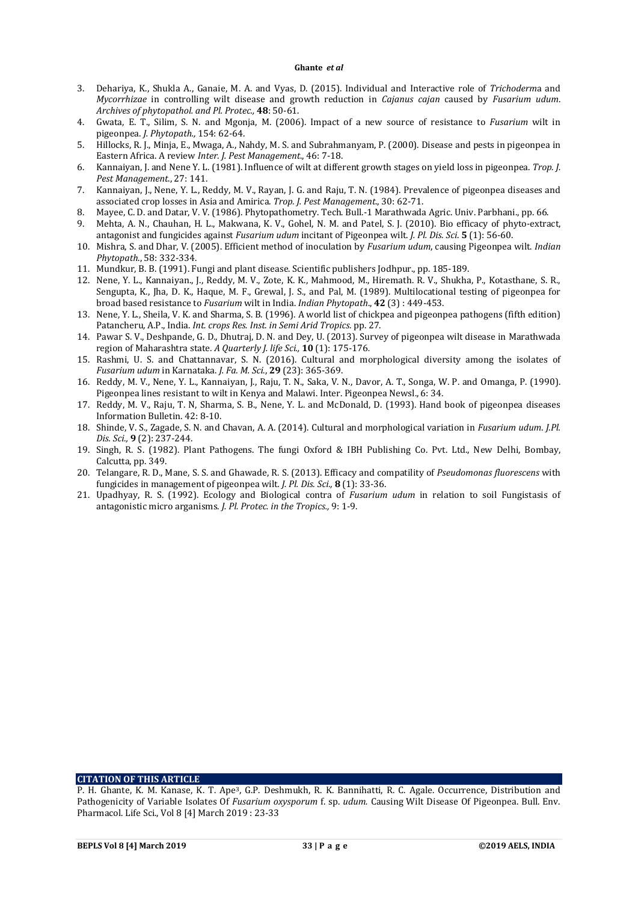3. Dehariya, K., Shukla A., Ganaie, M. A. and Vyas, D. (2015). Individual and Interactive role of *Trichoderma* and *Mycorrhizae* in controlling wilt disease and growth reduction in *Cajanus cajan* caused by *Fusarium udum*. *Archives of phytopathol. and Pl. Protec.,* **48**: 50-61.
4. Gwata, E. T., Silim, S. N. and Mgonja, M. (2006). Impact of a new source of resistance to *Fusarium* wilt in pigeonpea. *J. Phytopath.,* 154: 62-64.
5. Hillocks, R. J., Minja, E., Mwaga, A., Nahdy, M. S. and Subrahmanyam, P. (2000). Disease and pests in pigeonpea in Eastern Africa. A review *Inter. J. Pest Management*., 46: 7-18.
6. Kannaiyan, J. and Nene Y. L. (1981). Influence of wilt at different growth stages on yield loss in pigeonpea. *Trop. J. Pest Management.*, 27: 141.
7. Kannaiyan, J., Nene, Y. L., Reddy, M. V., Rayan, J. G. and Raju, T. N. (1984). Prevalence of pigeonpea diseases and associated crop losses in Asia and Amirica. *Trop. J. Pest Management*., 30: 62-71.
8. Mayee, C. D. and Datar, V. V. (1986). Phytopathometry. Tech. Bull.-1 Marathwada Agric. Univ. Parbhani., pp. 66.
9. Mehta, A. N., Chauhan, H. L., Makwana, K. V., Gohel, N. M. and Patel, S. J. (2010). Bio efficacy of phyto-extract, antagonist and fungicides against *Fusarium udum* incitant of Pigeonpea wilt. *J. Pl. Dis. Sci*. **5** (1): 56-60.
10. Mishra, S. and Dhar, V. (2005). Efficient method of inoculation by *Fusarium udum*, causing Pigeonpea wilt. *Indian Phytopath.*, 58: 332-334.
11. Mundkur, B. B. (1991). Fungi and plant disease. Scientific publishers Jodhpur., pp. 185-189.
12. Nene, Y. L., Kannaiyan., J., Reddy, M. V., Zote, K. K., Mahmood, M., Hiremath. R. V., Shukha, P., Kotasthane, S. R., Sengupta, K., Jha, D. K., Haque, M. F., Grewal, J. S., and Pal, M. (1989). Multilocational testing of pigeonpea for broad based resistance to *Fusarium* wilt in India. *Indian Phytopath*., **42** (3) : 449-453.
13. Nene, Y. L., Sheila, V. K. and Sharma, S. B. (1996). A world list of chickpea and pigeonpea pathogens (fifth edition) Patancheru, A.P., India. *Int. crops Res. Inst. in Semi Arid Tropics.* pp. 27.
14. Pawar S. V., Deshpande, G. D., Dhutraj, D. N. and Dey, U. (2013). Survey of pigeonpea wilt disease in Marathwada region of Maharashtra state. *A Quarterly J. life Sci.,* **10** (1): 175-176.
15. Rashmi, U. S. and Chattannavar, S. N. (2016). Cultural and morphological diversity among the isolates of *Fusarium udum* in Karnataka. *J. Fa. M. Sci.*, **29** (23): 365-369.
16. Reddy, M. V., Nene, Y. L., Kannaiyan, J., Raju, T. N., Saka, V. N., Davor, A. T., Songa, W. P. and Omanga, P. (1990). Pigeonpea lines resistant to wilt in Kenya and Malawi. Inter. Pigeonpea Newsl., 6: 34.
17. Reddy, M. V., Raju, T. N, Sharma, S. B., Nene, Y. L. and McDonald, D. (1993). Hand book of pigeonpea diseases Information Bulletin. 42: 8-10.
18. Shinde, V. S., Zagade, S. N. and Chavan, A. A. (2014). Cultural and morphological variation in *Fusarium udum*. *J.Pl. Dis. Sci.,* **9** (2): 237-244.
19. Singh, R. S. (1982). Plant Pathogens. The fungi Oxford & IBH Publishing Co. Pvt. Ltd., New Delhi, Bombay, Calcutta, pp. 349.
20. Telangare, R. D., Mane, S. S. and Ghawade, R. S. (2013). Efficacy and compatility of *Pseudomonas fluorescens* with fungicides in management of pigeonpea wilt. *J. Pl. Dis. Sci.,* **8** (1): 33-36.
21. Upadhyay, R. S. (1992). Ecology and Biological contra of *Fusarium udum* in relation to soil Fungistasis of antagonistic micro arganisms. *J. Pl. Protec. in the Tropics.,* 9: 1-9.

**CITATION OF THIS ARTICLE**

P. H. Ghante, K. M. Kanase, K. T. Ape[3], G.P. Deshmukh, R. K. Bannihatti, R. C. Agale. Occurrence, Distribution and Pathogenicity of Variable Isolates Of *Fusarium oxysporum* f. sp. *udum.* Causing Wilt Disease Of Pigeonpea. Bull. Env. Pharmacol. Life Sci., Vol 8 [4] March 2019 : 23-33